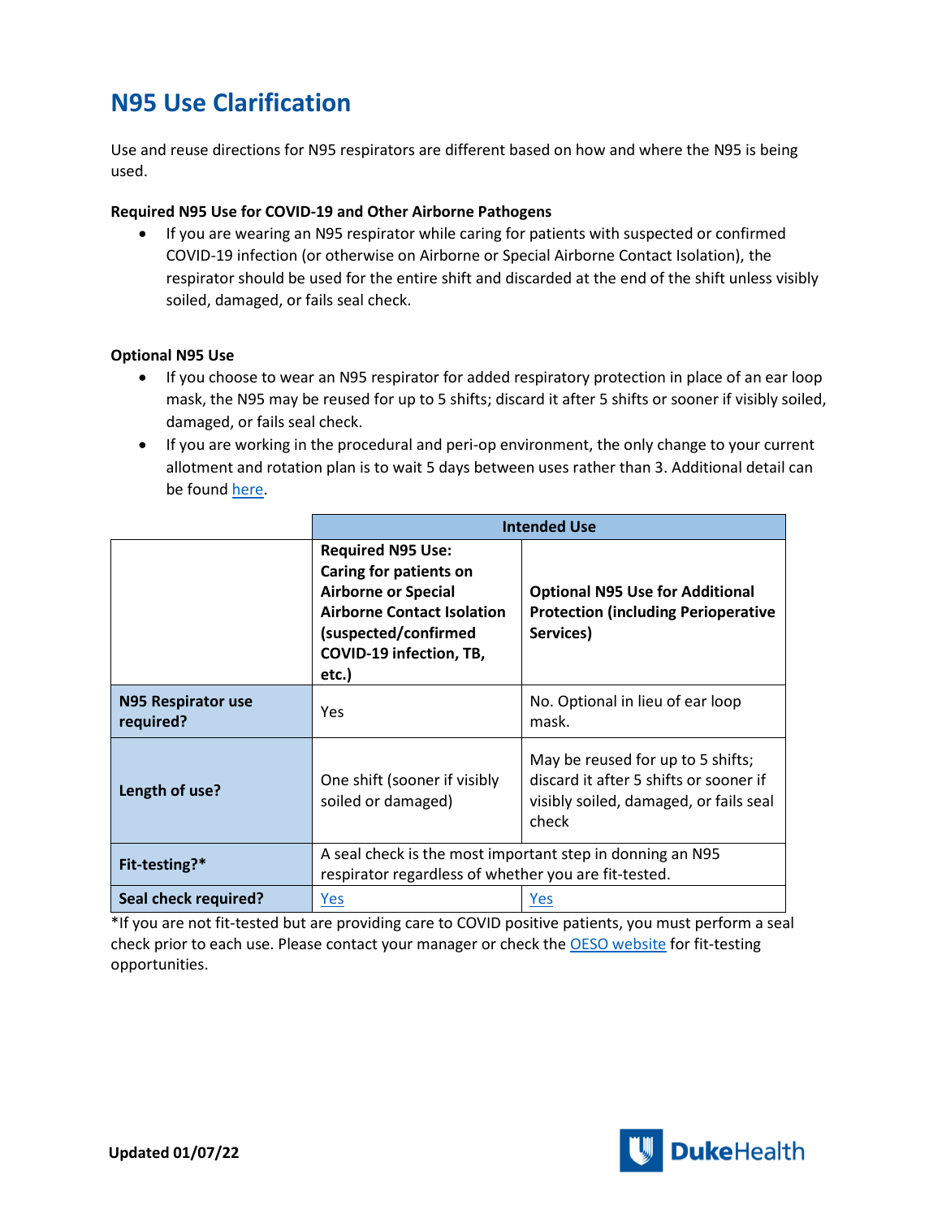# N95 Use Clarification

Use and reuse directions for N95 respirators are different based on how and where the N95 is being used.

**Required N95 Use for COVID-19 and Other Airborne Pathogens**

- If you are wearing an N95 respirator while caring for patients with suspected or confirmed COVID-19 infection (or otherwise on Airborne or Special Airborne Contact Isolation), the respirator should be used for the entire shift and discarded at the end of the shift unless visibly soiled, damaged, or fails seal check.

**Optional N95 Use**

- If you choose to wear an N95 respirator for added respiratory protection in place of an ear loop mask, the N95 may be reused for up to 5 shifts; discard it after 5 shifts or sooner if visibly soiled, damaged, or fails seal check.
- If you are working in the procedural and peri-op environment, the only change to your current allotment and rotation plan is to wait 5 days between uses rather than 3. Additional detail can be found here.

| | Intended Use | |
|---|---|---|
| | **Required N95 Use: Caring for patients on Airborne or Special Airborne Contact Isolation (suspected/confirmed COVID-19 infection, TB, etc.)** | **Optional N95 Use for Additional Protection (including Perioperative Services)** |
| **N95 Respirator use required?** | Yes | No. Optional in lieu of ear loop mask. |
| **Length of use?** | One shift (sooner if visibly soiled or damaged) | May be reused for up to 5 shifts; discard it after 5 shifts or sooner if visibly soiled, damaged, or fails seal check |
| **Fit-testing?*** | A seal check is the most important step in donning an N95 respirator regardless of whether you are fit-tested. | |
| **Seal check required?** | Yes | Yes |

*If you are not fit-tested but are providing care to COVID positive patients, you must perform a seal check prior to each use. Please contact your manager or check the OESO website for fit-testing opportunities.

**Updated 01/07/22**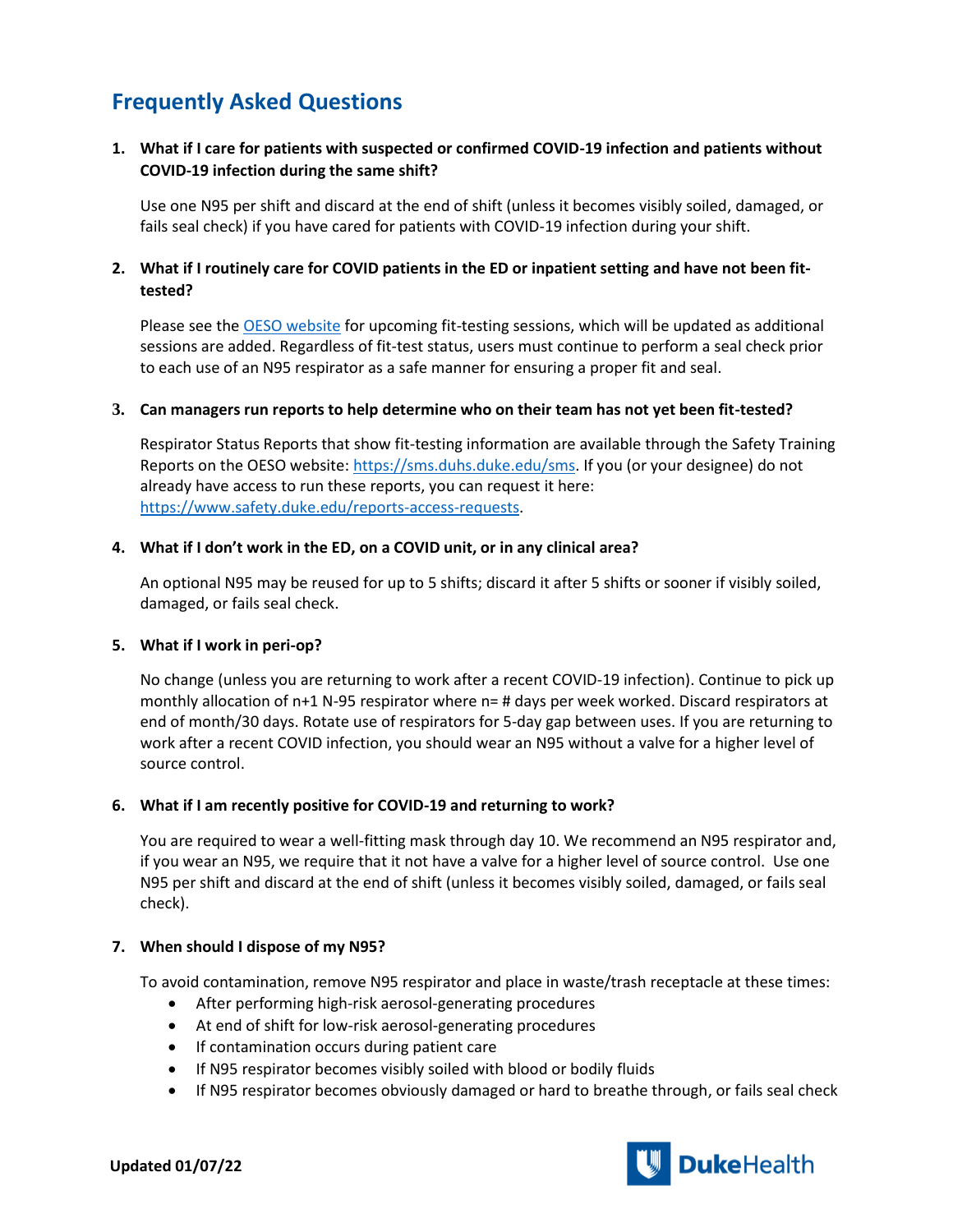## Frequently Asked Questions

1. **What if I care for patients with suspected or confirmed COVID-19 infection and patients without COVID-19 infection during the same shift?**

   Use one N95 per shift and discard at the end of shift (unless it becomes visibly soiled, damaged, or fails seal check) if you have cared for patients with COVID-19 infection during your shift.

2. **What if I routinely care for COVID patients in the ED or inpatient setting and have not been fit-tested?**

   Please see the [OESO website](OESO website) for upcoming fit-testing sessions, which will be updated as additional sessions are added. Regardless of fit-test status, users must continue to perform a seal check prior to each use of an N95 respirator as a safe manner for ensuring a proper fit and seal.

3. **Can managers run reports to help determine who on their team has not yet been fit-tested?**

   Respirator Status Reports that show fit-testing information are available through the Safety Training Reports on the OESO website: https://sms.duhs.duke.edu/sms. If you (or your designee) do not already have access to run these reports, you can request it here: https://www.safety.duke.edu/reports-access-requests.

4. **What if I don't work in the ED, on a COVID unit, or in any clinical area?**

   An optional N95 may be reused for up to 5 shifts; discard it after 5 shifts or sooner if visibly soiled, damaged, or fails seal check.

5. **What if I work in peri-op?**

   No change (unless you are returning to work after a recent COVID-19 infection). Continue to pick up monthly allocation of n+1 N-95 respirator where n= # days per week worked. Discard respirators at end of month/30 days. Rotate use of respirators for 5-day gap between uses. If you are returning to work after a recent COVID infection, you should wear an N95 without a valve for a higher level of source control.

6. **What if I am recently positive for COVID-19 and returning to work?**

   You are required to wear a well-fitting mask through day 10. We recommend an N95 respirator and, if you wear an N95, we require that it not have a valve for a higher level of source control. Use one N95 per shift and discard at the end of shift (unless it becomes visibly soiled, damaged, or fails seal check).

7. **When should I dispose of my N95?**

   To avoid contamination, remove N95 respirator and place in waste/trash receptacle at these times:
   - After performing high-risk aerosol-generating procedures
   - At end of shift for low-risk aerosol-generating procedures
   - If contamination occurs during patient care
   - If N95 respirator becomes visibly soiled with blood or bodily fluids
   - If N95 respirator becomes obviously damaged or hard to breathe through, or fails seal check

**Updated 01/07/22**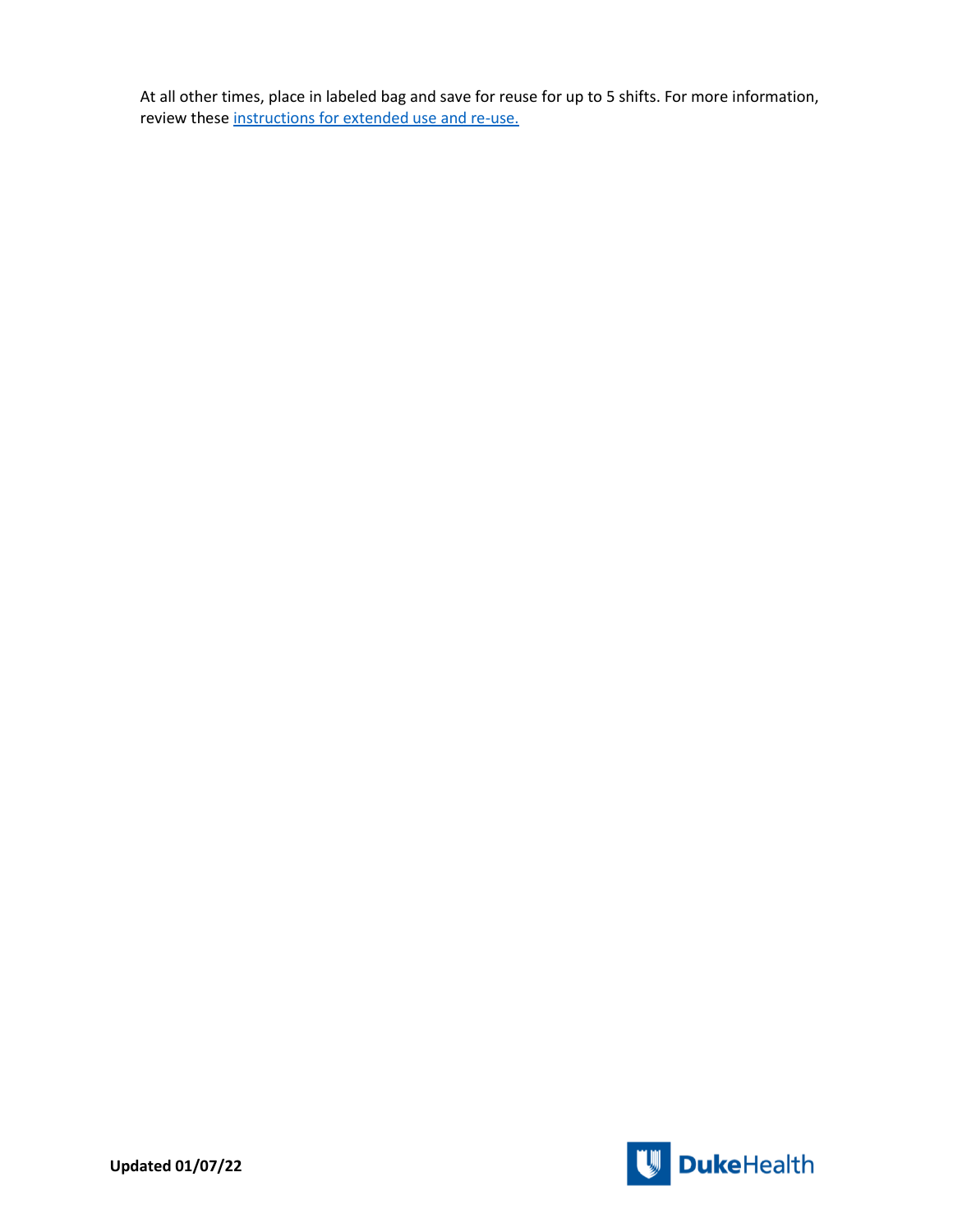At all other times, place in labeled bag and save for reuse for up to 5 shifts. For more information, review these [instructions for extended use and re-use.]()

**Updated 01/07/22**

DukeHealth